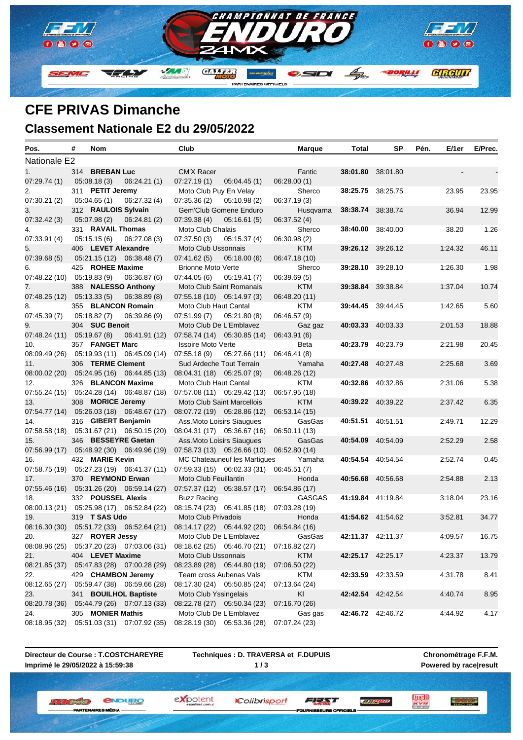# CFE PRIVAS Dimanche

## Classement Nationale E2 du 29/05/2022

| Pos. | # | Nom | Club | Marque | Total | SP | Pén. | E/1er | E/Prec. |
|---|---|---|---|---|---|---|---|---|---|
| Nationale E2 | | | | | | | | | |
| 1. | 314 | **BREBAN Luc** | CM'X Racer | Fantic | **38:01.80** | 38:01.80 | | - | - |
| 07:29.74 (1) | 05:08.18 (3) | 06:24.21 (1) | 07:27.19 (1) 05:04.45 (1) | 06:28.00 (1) | | | | | |
| 2. | 311 | **PETIT Jeremy** | Moto Club Puy En Velay | Sherco | **38:25.75** | 38:25.75 | | 23.95 | 23.95 |
| 07:30.21 (2) | 05:04.65 (1) | 06:27.32 (4) | 07:35.36 (2) 05:10.98 (2) | 06:37.19 (3) | | | | | |
| 3. | 312 | **RAULOIS Sylvain** | Gem'Club Gomene Enduro | Husqvarna | **38:38.74** | 38:38.74 | | 36.94 | 12.99 |
| 07:32.42 (3) | 05:07.98 (2) | 06:24.81 (2) | 07:39.38 (4) 05:16.61 (5) | 06:37.52 (4) | | | | | |
| 4. | 331 | **RAVAIL Thomas** | Moto Club Chalais | Sherco | **38:40.00** | 38:40.00 | | 38.20 | 1.26 |
| 07:33.91 (4) | 05:15.15 (6) | 06:27.08 (3) | 07:37.50 (3) 05:15.37 (4) | 06:30.98 (2) | | | | | |
| 5. | 406 | **LEVET Alexandre** | Moto Club Ussonnais | KTM | **39:26.12** | 39:26.12 | | 1:24.32 | 46.11 |
| 07:39.68 (5) | 05:21.15 (12) | 06:38.48 (7) | 07:41.62 (5) 05:18.00 (6) | 06:47.18 (10) | | | | | |
| 6. | 425 | **ROHEE Maxime** | Brionne Moto Verte | Sherco | **39:28.10** | 39:28.10 | | 1:26.30 | 1.98 |
| 07:48.22 (10) | 05:19.83 (9) | 06:36.87 (6) | 07:44.05 (6) 05:19.41 (7) | 06:39.69 (5) | | | | | |
| 7. | 388 | **NALESSO Anthony** | Moto Club Saint Romanais | KTM | **39:38.84** | 39:38.84 | | 1:37.04 | 10.74 |
| 07:48.25 (12) | 05:13.33 (5) | 06:38.89 (8) | 07:55.18 (10) 05:14.97 (3) | 06:48.20 (11) | | | | | |
| 8. | 355 | **BLANCON Romain** | Moto Club Haut Cantal | KTM | **39:44.45** | 39:44.45 | | 1:42.65 | 5.60 |
| 07:45.39 (7) | 05:18.82 (7) | 06:39.86 (9) | 07:51.99 (7) 05:21.80 (8) | 06:46.57 (9) | | | | | |
| 9. | 304 | **SUC Benoit** | Moto Club De L'Emblavez | Gaz gaz | **40:03.33** | 40:03.33 | | 2:01.53 | 18.88 |
| 07:48.24 (11) | 05:19.67 (8) | 06:41.91 (12) | 07:58.74 (14) 05:30.85 (14) | 06:43.91 (6) | | | | | |
| 10. | 357 | **FANGET Marc** | Issoire Moto Verte | Beta | **40:23.79** | 40:23.79 | | 2:21.98 | 20.45 |
| 08:09.49 (26) | 05:19.93 (11) | 06:45.09 (14) | 07:55.18 (9) 05:27.66 (11) | 06:46.41 (8) | | | | | |
| 11. | 306 | **TERME Clement** | Sud Ardeche Tout Terrain | Yamaha | **40:27.48** | 40:27.48 | | 2:25.68 | 3.69 |
| 08:00.02 (20) | 05:24.95 (16) | 06:44.85 (13) | 08:04.31 (18) 05:25.07 (9) | 06:48.26 (12) | | | | | |
| 12. | 326 | **BLANCON Maxime** | Moto Club Haut Cantal | KTM | **40:32.86** | 40:32.86 | | 2:31.06 | 5.38 |
| 07:55.24 (15) | 05:24.28 (14) | 06:48.87 (18) | 07:57.08 (11) 05:29.42 (13) | 06:57.95 (18) | | | | | |
| 13. | 308 | **MORICE Jeremy** | Moto Club Saint Marcellois | KTM | **40:39.22** | 40:39.22 | | 2:37.42 | 6.35 |
| 07:54.77 (14) | 05:26.03 (18) | 06:48.67 (17) | 08:07.72 (19) 05:28.86 (12) | 06:53.14 (15) | | | | | |
| 14. | 316 | **GIBERT Benjamin** | Ass.Moto Loisirs Siaugues | GasGas | **40:51.51** | 40:51.51 | | 2:49.71 | 12.29 |
| 07:58.58 (18) | 05:31.67 (21) | 06:50.15 (20) | 08:04.31 (17) 05:36.67 (16) | 06:50.11 (13) | | | | | |
| 15. | 346 | **BESSEYRE Gaetan** | Ass.Moto Loisirs Siaugues | GasGas | **40:54.09** | 40:54.09 | | 2:52.29 | 2.58 |
| 07:56.99 (17) | 05:48.92 (30) | 06:49.96 (19) | 07:58.73 (13) 05:26.66 (10) | 06:52.80 (14) | | | | | |
| 16. | 432 | **MARIE Kevin** | MC Chateauneuf les Martigues | Yamaha | **40:54.54** | 40:54.54 | | 2:52.74 | 0.45 |
| 07:58.75 (19) | 05:27.23 (19) | 06:41.37 (11) | 07:59.33 (15) 06:02.33 (31) | 06:45.51 (7) | | | | | |
| 17. | 370 | **REYMOND Erwan** | Moto Club Feuillantin | Honda | **40:56.68** | 40:56.68 | | 2:54.88 | 2.13 |
| 07:55.46 (16) | 05:31.26 (20) | 06:59.14 (27) | 07:57.37 (12) 05:38.57 (17) | 06:54.86 (17) | | | | | |
| 18. | 332 | **POUSSEL Alexis** | Buzz Racing | GASGAS | **41:19.84** | 41:19.84 | | 3:18.04 | 23.16 |
| 08:00.13 (21) | 05:25.98 (17) | 06:52.84 (22) | 08:15.74 (23) 05:41.85 (18) | 07:03.28 (19) | | | | | |
| 19. | 319 | **T SAS Udo** | Moto Club Privadois | Honda | **41:54.62** | 41:54.62 | | 3:52.81 | 34.77 |
| 08:16.30 (30) | 05:51.72 (33) | 06:52.64 (21) | 08:14.17 (22) 05:44.92 (20) | 06:54.84 (16) | | | | | |
| 20. | 327 | **ROYER Jessy** | Moto Club De L'Emblavez | GasGas | **42:11.37** | 42:11.37 | | 4:09.57 | 16.75 |
| 08:08.96 (25) | 05:37.20 (23) | 07:03.06 (31) | 08:18.62 (25) 05:46.70 (21) | 07:16.82 (27) | | | | | |
| 21. | 404 | **LEVET Maxime** | Moto Club Ussonnais | KTM | **42:25.17** | 42:25.17 | | 4:23.37 | 13.79 |
| 08:21.85 (37) | 05:47.83 (28) | 07:00.28 (29) | 08:23.89 (28) 05:44.80 (19) | 07:06.50 (22) | | | | | |
| 22. | 429 | **CHAMBON Jeremy** | Team cross Aubenas Vals | KTM | **42:33.59** | 42:33.59 | | 4:31.78 | 8.41 |
| 08:12.65 (27) | 05:59.47 (38) | 06:59.66 (28) | 08:17.30 (24) 05:50.85 (24) | 07:13.64 (24) | | | | | |
| 23. | 341 | **BOUILHOL Baptiste** | Moto Club Yssingelais | Kl | **42:42.54** | 42:42.54 | | 4:40.74 | 8.95 |
| 08:20.78 (36) | 05:44.79 (26) | 07:07.13 (33) | 08:22.78 (27) 05:50.34 (23) | 07:16.70 (26) | | | | | |
| 24. | 305 | **MONIER Mathis** | Moto Club De L'Emblavez | Gas gas | **42:46.72** | 42:46.72 | | 4:44.92 | 4.17 |
| 08:18.95 (32) | 05:51.03 (31) | 07:07.92 (35) | 08:28.19 (30) 05:53.36 (28) | 07:07.24 (23) | | | | | |

**Directeur de Course : T.COSTCHAREYRE** | **Techniques : D. TRAVERSA et F.DUPUIS** | **Chronométrage F.F.M.**

**Imprimé le 29/05/2022 à 15:59:38** | **Powered by race|result**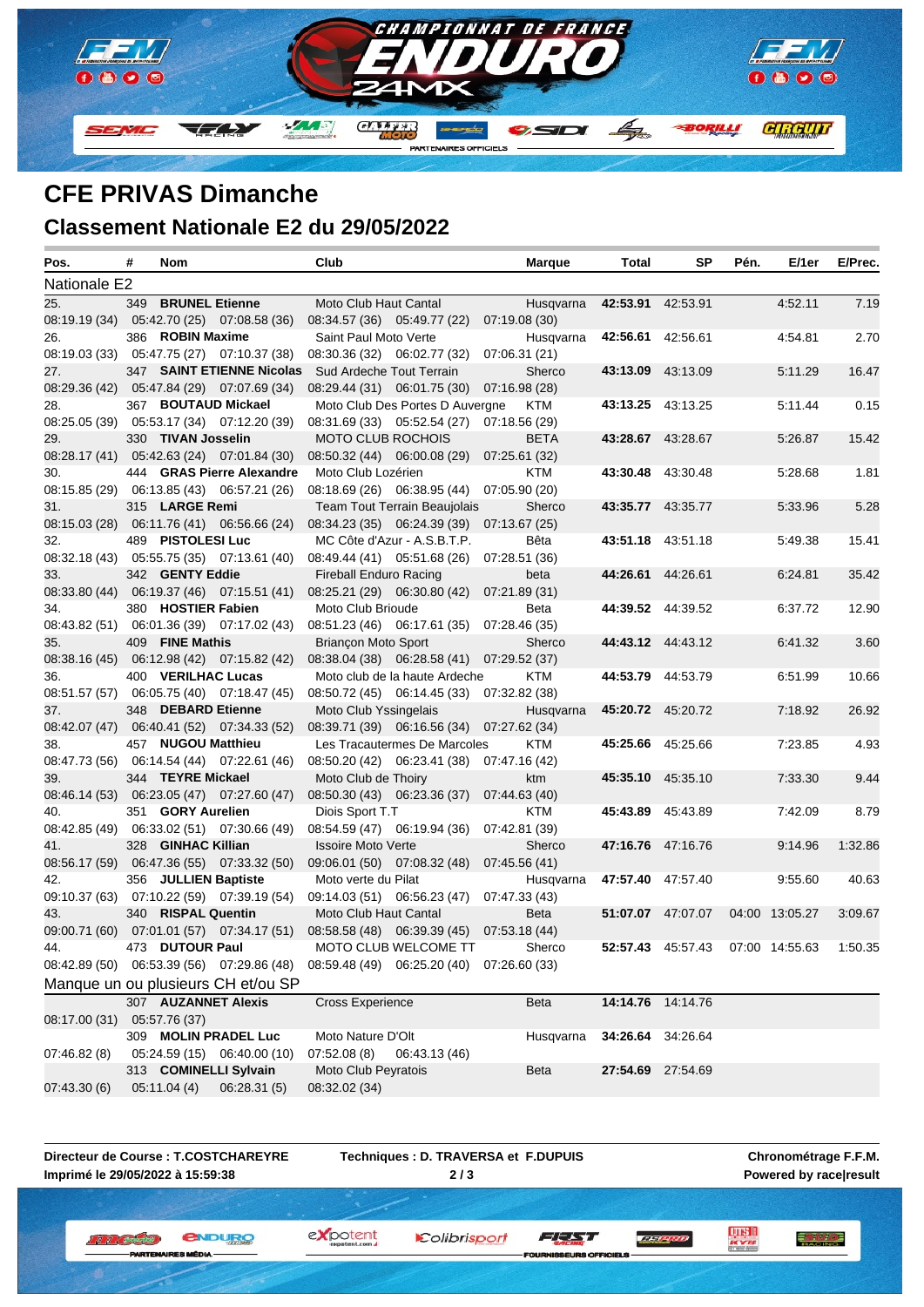## CFE PRIVAS Dimanche

## Classement Nationale E2 du 29/05/2022

| Pos. | # | Nom | Club | Marque | Total | SP | Pén. | E/1er | E/Prec. |
|---|---|---|---|---|---|---|---|---|---|
| **Nationale E2** | | | | | | | | | |
| 25. | 349 | **BRUNEL Etienne** | Moto Club Haut Cantal | Husqvarna | **42:53.91** | 42:53.91 | | 4:52.11 | 7.19 |
| 08:19.19 (34) | 05:42.70 (25) | 07:08.58 (36) | 08:34.57 (36) 05:49.77 (22) | 07:19.08 (30) | | | | | |
| 26. | 386 | **ROBIN Maxime** | Saint Paul Moto Verte | Husqvarna | **42:56.61** | 42:56.61 | | 4:54.81 | 2.70 |
| 08:19.03 (33) | 05:47.75 (27) | 07:10.37 (38) | 08:30.36 (32) 06:02.77 (32) | 07:06.31 (21) | | | | | |
| 27. | 347 | **SAINT ETIENNE Nicolas** | Sud Ardeche Tout Terrain | Sherco | **43:13.09** | 43:13.09 | | 5:11.29 | 16.47 |
| 08:29.36 (42) | 05:47.84 (29) | 07:07.69 (34) | 08:29.44 (31) 06:01.75 (30) | 07:16.98 (28) | | | | | |
| 28. | 367 | **BOUTAUD Mickael** | Moto Club Des Portes D Auvergne | KTM | **43:13.25** | 43:13.25 | | 5:11.44 | 0.15 |
| 08:25.05 (39) | 05:53.17 (34) | 07:12.20 (39) | 08:31.69 (33) 05:52.54 (27) | 07:18.56 (29) | | | | | |
| 29. | 330 | **TIVAN Josselin** | MOTO CLUB ROCHOIS | BETA | **43:28.67** | 43:28.67 | | 5:26.87 | 15.42 |
| 08:28.17 (41) | 05:42.63 (24) | 07:01.84 (30) | 08:50.32 (44) 06:00.08 (29) | 07:25.61 (32) | | | | | |
| 30. | 444 | **GRAS Pierre Alexandre** | Moto Club Lozérien | KTM | **43:30.48** | 43:30.48 | | 5:28.68 | 1.81 |
| 08:15.85 (29) | 06:13.85 (43) | 06:57.21 (26) | 08:18.69 (26) 06:38.95 (44) | 07:05.90 (20) | | | | | |
| 31. | 315 | **LARGE Remi** | Team Tout Terrain Beaujolais | Sherco | **43:35.77** | 43:35.77 | | 5:33.96 | 5.28 |
| 08:15.03 (28) | 06:11.76 (41) | 06:56.66 (24) | 08:34.23 (35) 06:24.39 (39) | 07:13.67 (25) | | | | | |
| 32. | 489 | **PISTOLESI Luc** | MC Côte d'Azur - A.S.B.T.P. | Bêta | **43:51.18** | 43:51.18 | | 5:49.38 | 15.41 |
| 08:32.18 (43) | 05:55.75 (35) | 07:13.61 (40) | 08:49.44 (41) 05:51.68 (26) | 07:28.51 (36) | | | | | |
| 33. | 342 | **GENTY Eddie** | Fireball Enduro Racing | beta | **44:26.61** | 44:26.61 | | 6:24.81 | 35.42 |
| 08:33.80 (44) | 06:19.37 (46) | 07:15.51 (41) | 08:25.21 (29) 06:30.80 (42) | 07:21.89 (31) | | | | | |
| 34. | 380 | **HOSTIER Fabien** | Moto Club Brioude | Beta | **44:39.52** | 44:39.52 | | 6:37.72 | 12.90 |
| 08:43.82 (51) | 06:01.36 (39) | 07:17.02 (43) | 08:51.23 (46) 06:17.61 (35) | 07:28.46 (35) | | | | | |
| 35. | 409 | **FINE Mathis** | Briançon Moto Sport | Sherco | **44:43.12** | 44:43.12 | | 6:41.32 | 3.60 |
| 08:38.16 (45) | 06:12.98 (42) | 07:15.82 (42) | 08:38.04 (38) 06:28.58 (41) | 07:29.52 (37) | | | | | |
| 36. | 400 | **VERILHAC Lucas** | Moto club de la haute Ardeche | KTM | **44:53.79** | 44:53.79 | | 6:51.99 | 10.66 |
| 08:51.57 (57) | 06:05.75 (40) | 07:18.47 (45) | 08:50.72 (45) 06:14.45 (33) | 07:32.82 (38) | | | | | |
| 37. | 348 | **DEBARD Etienne** | Moto Club Yssingelais | Husqvarna | **45:20.72** | 45:20.72 | | 7:18.92 | 26.92 |
| 08:42.07 (47) | 06:40.41 (52) | 07:34.33 (52) | 08:39.71 (39) 06:16.56 (34) | 07:27.62 (34) | | | | | |
| 38. | 457 | **NUGOU Matthieu** | Les Tracautermes De Marcoles | KTM | **45:25.66** | 45:25.66 | | 7:23.85 | 4.93 |
| 08:47.73 (56) | 06:14.54 (44) | 07:22.61 (46) | 08:50.20 (42) 06:23.41 (38) | 07:47.16 (42) | | | | | |
| 39. | 344 | **TEYRE Mickael** | Moto Club de Thoiry | ktm | **45:35.10** | 45:35.10 | | 7:33.30 | 9.44 |
| 08:46.14 (53) | 06:23.05 (47) | 07:27.60 (47) | 08:50.30 (43) 06:23.36 (37) | 07:44.63 (40) | | | | | |
| 40. | 351 | **GORY Aurelien** | Diois Sport T.T | KTM | **45:43.89** | 45:43.89 | | 7:42.09 | 8.79 |
| 08:42.85 (49) | 06:33.02 (51) | 07:30.66 (49) | 08:54.59 (47) 06:19.94 (36) | 07:42.81 (39) | | | | | |
| 41. | 328 | **GINHAC Killian** | Issoire Moto Verte | Sherco | **47:16.76** | 47:16.76 | | 9:14.96 | 1:32.86 |
| 08:56.17 (59) | 06:47.36 (55) | 07:33.32 (50) | 09:06.01 (50) 07:08.32 (48) | 07:45.56 (41) | | | | | |
| 42. | 356 | **JULLIEN Baptiste** | Moto verte du Pilat | Husqvarna | **47:57.40** | 47:57.40 | | 9:55.60 | 40.63 |
| 09:10.37 (63) | 07:10.22 (59) | 07:39.19 (54) | 09:14.03 (51) 06:56.23 (47) | 07:47.33 (43) | | | | | |
| 43. | 340 | **RISPAL Quentin** | Moto Club Haut Cantal | Beta | **51:07.07** | 47:07.07 | 04:00 | 13:05.27 | 3:09.67 |
| 09:00.71 (60) | 07:01.01 (57) | 07:34.17 (51) | 08:58.58 (48) 06:39.39 (45) | 07:53.18 (44) | | | | | |
| 44. | 473 | **DUTOUR Paul** | MOTO CLUB WELCOME TT | Sherco | **52:57.43** | 45:57.43 | 07:00 | 14:55.63 | 1:50.35 |
| 08:42.89 (50) | 06:53.39 (56) | 07:29.86 (48) | 08:59.48 (49) 06:25.20 (40) | 07:26.60 (33) | | | | | |
| **Manque un ou plusieurs CH et/ou SP** | | | | | | | | | |
| | 307 | **AUZANNET Alexis** | Cross Experience | Beta | **14:14.76** | 14:14.76 | | | |
| 08:17.00 (31) | 05:57.76 (37) | | | | | | | | |
| | 309 | **MOLIN PRADEL Luc** | Moto Nature D'Olt | Husqvarna | **34:26.64** | 34:26.64 | | | |
| 07:46.82 (8) | 05:24.59 (15) | 06:40.00 (10) | 07:52.08 (8) 06:43.13 (46) | | | | | | |
| | 313 | **COMINELLI Sylvain** | Moto Club Peyratois | Beta | **27:54.69** | 27:54.69 | | | |
| 07:43.30 (6) | 05:11.04 (4) | 06:28.31 (5) | 08:32.02 (34) | | | | | | |

**Directeur de Course : T.COSTCHAREYRE**
**Imprimé le 29/05/2022 à 15:59:38**

**Techniques : D. TRAVERSA et F.DUPUIS**

**Chronométrage F.F.M.**
**Powered by race|result**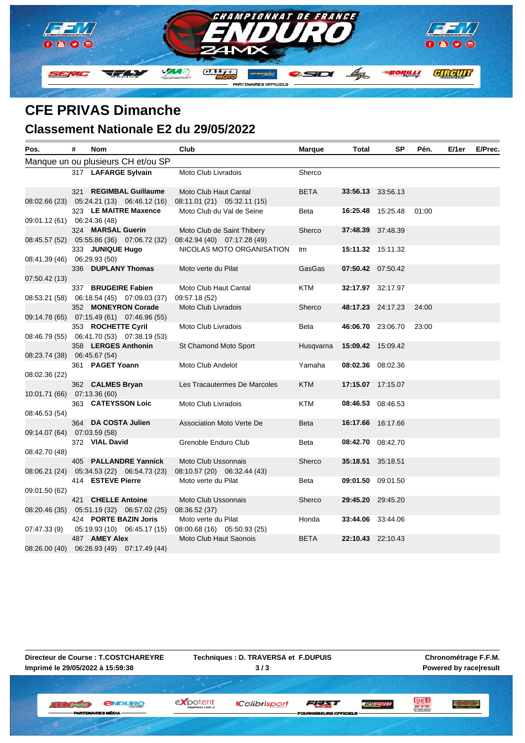## CFE PRIVAS Dimanche

## Classement Nationale E2 du 29/05/2022

| Pos. | # | Nom | Club | Marque | Total | SP | Pén. | E/1er | E/Prec. |
|---|---|---|---|---|---|---|---|---|---|
| Manque un ou plusieurs CH et/ou SP | | | | | | | | | |
| | 317 | **LAFARGE Sylvain** | Moto Club Livradois | Sherco | | | | | |
| | 321 | **REGIMBAL Guillaume** | Moto Club Haut Cantal | BETA | **33:56.13** | 33:56.13 | | | |
| 08:02.66 (23) | 05:24.21 (13) | 06:46.12 (16) | 08:11.01 (21) | 05:32.11 (15) | | | | | |
| | 323 | **LE MAITRE Maxence** | Moto Club du Val de Seine | Beta | **16:25.48** | 15:25.48 | 01:00 | | |
| 09:01.12 (61) | 06:24.36 (48) | | | | | | | | |
| | 324 | **MARSAL Guerin** | Moto Club de Saint Thibery | Sherco | **37:48.39** | 37:48.39 | | | |
| 08:45.57 (52) | 05:55.86 (36) | 07:06.72 (32) | 08:42.94 (40) | 07:17.28 (49) | | | | | |
| | 333 | **JUNIQUE Hugo** | NICOLAS MOTO ORGANISATION | tm | **15:11.32** | 15:11.32 | | | |
| 08:41.39 (46) | 06:29.93 (50) | | | | | | | | |
| | 336 | **DUPLANY Thomas** | Moto verte du Pilat | GasGas | **07:50.42** | 07:50.42 | | | |
| 07:50.42 (13) | | | | | | | | | |
| | 337 | **BRUGEIRE Fabien** | Moto Club Haut Cantal | KTM | **32:17.97** | 32:17.97 | | | |
| 08:53.21 (58) | 06:18.54 (45) | 07:09.03 (37) | 09:57.18 (52) | | | | | | |
| | 352 | **MONEYRON Corade** | Moto Club Livradois | Sherco | **48:17.23** | 24:17.23 | 24:00 | | |
| 09:14.78 (65) | 07:15.49 (61) | 07:46.96 (55) | | | | | | | |
| | 353 | **ROCHETTE Cyril** | Moto Club Livradois | Beta | **46:06.70** | 23:06.70 | 23:00 | | |
| 08:46.79 (55) | 06:41.70 (53) | 07:38.19 (53) | | | | | | | |
| | 358 | **LERGES Anthonin** | St Chamond Moto Sport | Husqvarna | **15:09.42** | 15:09.42 | | | |
| 08:23.74 (38) | 06:45.67 (54) | | | | | | | | |
| | 361 | **PAGET Yoann** | Moto Club Andelot | Yamaha | **08:02.36** | 08:02.36 | | | |
| 08:02.36 (22) | | | | | | | | | |
| | 362 | **CALMES Bryan** | Les Tracautermes De Marcoles | KTM | **17:15.07** | 17:15.07 | | | |
| 10:01.71 (66) | 07:13.36 (60) | | | | | | | | |
| | 363 | **CATEYSSON Loic** | Moto Club Livradois | KTM | **08:46.53** | 08:46.53 | | | |
| 08:46.53 (54) | | | | | | | | | |
| | 364 | **DA COSTA Julien** | Association Moto Verte De | Beta | **16:17.66** | 16:17.66 | | | |
| 09:14.07 (64) | 07:03.59 (58) | | | | | | | | |
| | 372 | **VIAL David** | Grenoble Enduro Club | Beta | **08:42.70** | 08:42.70 | | | |
| 08:42.70 (48) | | | | | | | | | |
| | 405 | **PALLANDRE Yannick** | Moto Club Ussonnais | Sherco | **35:18.51** | 35:18.51 | | | |
| 08:06.21 (24) | 05:34.53 (22) | 06:54.73 (23) | 08:10.57 (20) | 06:32.44 (43) | | | | | |
| | 414 | **ESTEVE Pierre** | Moto verte du Pilat | Beta | **09:01.50** | 09:01.50 | | | |
| 09:01.50 (62) | | | | | | | | | |
| | 421 | **CHELLE Antoine** | Moto Club Ussonnais | Sherco | **29:45.20** | 29:45.20 | | | |
| 08:20.46 (35) | 05:51.19 (32) | 06:57.02 (25) | 08:36.52 (37) | | | | | | |
| | 424 | **PORTE BAZIN Joris** | Moto verte du Pilat | Honda | **33:44.06** | 33:44.06 | | | |
| 07:47.33 (9) | 05:19.93 (10) | 06:45.17 (15) | 08:00.68 (16) | 05:50.93 (25) | | | | | |
| | 487 | **AMEY Alex** | Moto Club Haut Saonois | BETA | **22:10.43** | 22:10.43 | | | |
| 08:26.00 (40) | 06:26.93 (49) | 07:17.49 (44) | | | | | | | |

**Directeur de Course : T.COSTCHAREYRE**
**Imprimé le 29/05/2022 à 15:59:38**

**Techniques : D. TRAVERSA et F.DUPUIS**

**Chronométrage F.F.M.**
**Powered by race|result**